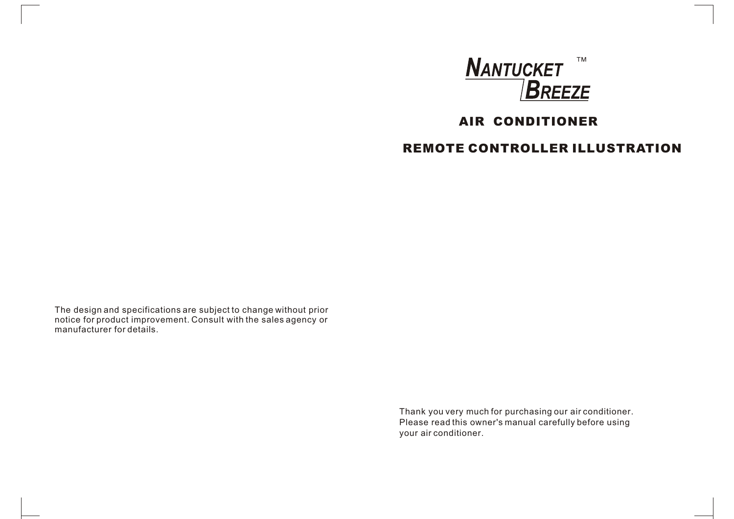# NANTUCKET BREEZE™

## AIR CONDITIONER

## REMOTE CONTROLLER ILLUSTRATION

The design and specifications are subject to change without prior notice for product improvement. Consult with the sales agency or manufacturer for details.

Thank you very much for purchasing our air conditioner. Please read this owner's manual carefully before using your air conditioner.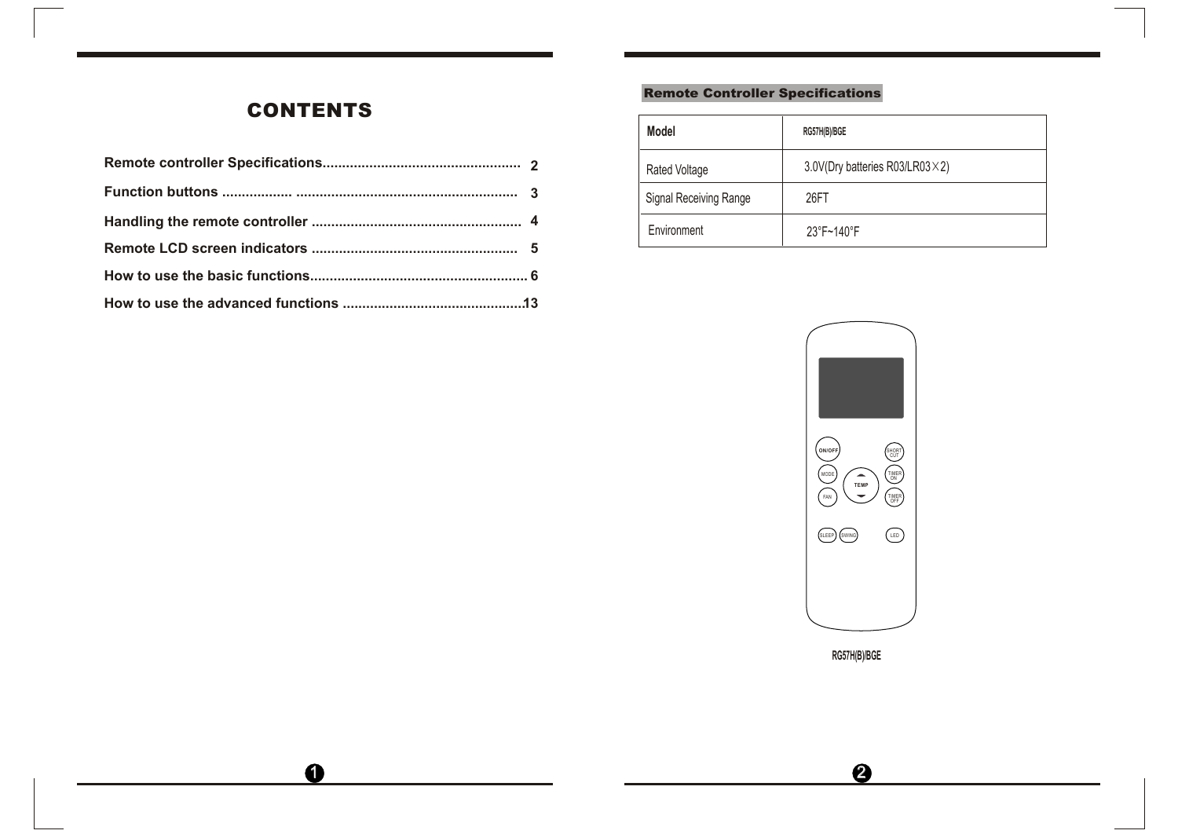# CONTENTS

Remote controller Specifications.................................................. 2

Function buttons .................. ....................................................... 3

Handling the remote controller .................................................... 4

Remote LCD screen indicators .................................................... 5

How to use the basic functions...................................................... 6

How to use the advanced functions .............................................13

## Remote Controller Specifications

| Model | RG57H(B)/BGE |
| --- | --- |
| Rated Voltage | 3.0V(Dry batteries R03/LR03×2) |
| Signal Receiving Range | 26FT |
| Environment | 23°F~140°F |

ON/OFF

SHORT CUT

MODE

TEMP

TIMER ON

FAN

TIMER OFF

SLEEP

SWING

LED

RG57H(B)/BGE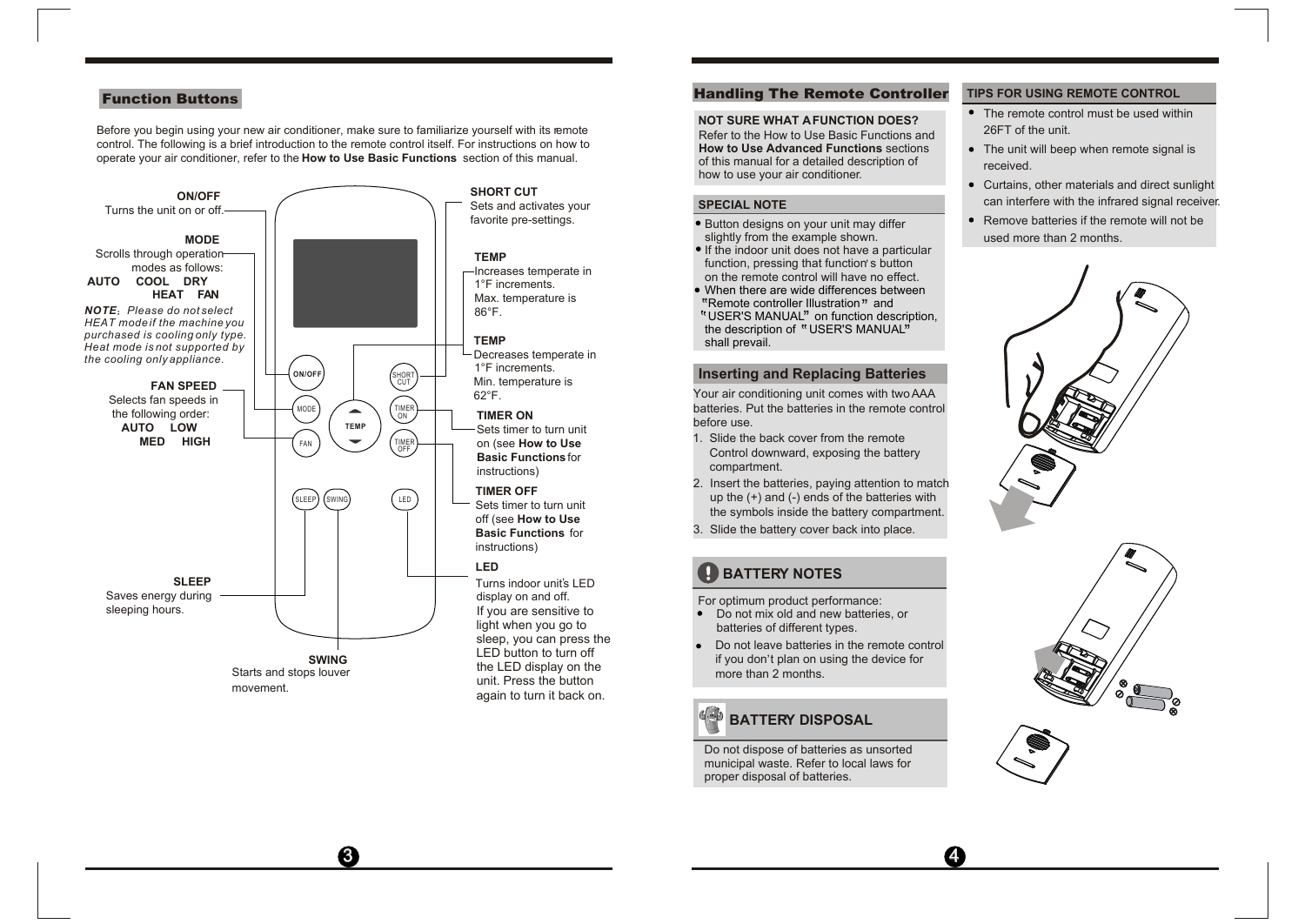## Function Buttons

Before you begin using your new air conditioner, make sure to familiarize yourself with its remote control. The following is a brief introduction to the remote control itself. For instructions on how to operate your air conditioner, refer to the **How to Use Basic Functions** section of this manual.

**ON/OFF**
Turns the unit on or off.

**MODE**
Scrolls through operation modes as follows:
**AUTO COOL DRY HEAT FAN**

***NOTE**: Please do not select HEAT mode if the machine you purchased is cooling only type. Heat mode is not supported by the cooling only appliance.*

**FAN SPEED**
Selects fan speeds in the following order:
**AUTO LOW MED HIGH**

**SLEEP**
Saves energy during sleeping hours.

**SWING**
Starts and stops louver movement.

**SHORT CUT**
Sets and activates your favorite pre-settings.

**TEMP**
Increases temperate in 1°F increments. Max. temperature is 86°F.

**TEMP**
Decreases temperate in 1°F increments. Min. temperature is 62°F.

**TIMER ON**
Sets timer to turn unit on (see **How to Use Basic Functions** for instructions)

**TIMER OFF**
Sets timer to turn unit off (see **How to Use Basic Functions** for instructions)

**LED**
Turns indoor unit's LED display on and off.
If you are sensitive to light when you go to sleep, you can press the LED button to turn off the LED display on the unit. Press the button again to turn it back on.

## Handling The Remote Controller

**NOT SURE WHAT A FUNCTION DOES?**
Refer to the How to Use Basic Functions and **How to Use Advanced Functions** sections of this manual for a detailed description of how to use your air conditioner.

**SPECIAL NOTE**

- Button designs on your unit may differ slightly from the example shown.
- If the indoor unit does not have a particular function, pressing that function's button on the remote control will have no effect.
- When there are wide differences between "Remote controller Illustration" and "USER'S MANUAL" on function description, the description of "USER'S MANUAL" shall prevail.

## Inserting and Replacing Batteries

Your air conditioning unit comes with two AAA batteries. Put the batteries in the remote control before use.

1. Slide the back cover from the remote Control downward, exposing the battery compartment.
2. Insert the batteries, paying attention to match up the (+) and (-) ends of the batteries with the symbols inside the battery compartment.
3. Slide the battery cover back into place.

### BATTERY NOTES

For optimum product performance:

- Do not mix old and new batteries, or batteries of different types.
- Do not leave batteries in the remote control if you don't plan on using the device for more than 2 months.

### BATTERY DISPOSAL

Do not dispose of batteries as unsorted municipal waste. Refer to local laws for proper disposal of batteries.

**TIPS FOR USING REMOTE CONTROL**

- The remote control must be used within 26FT of the unit.
- The unit will beep when remote signal is received.
- Curtains, other materials and direct sunlight can interfere with the infrared signal receiver.
- Remove batteries if the remote will not be used more than 2 months.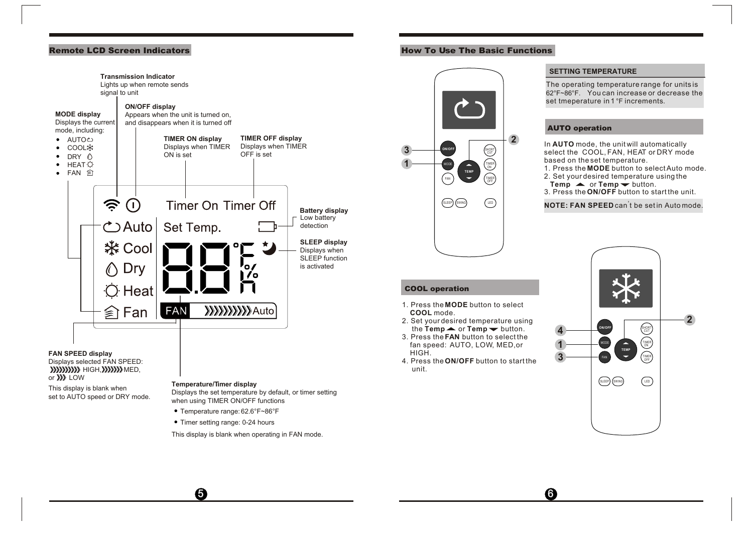## Remote LCD Screen Indicators

**Transmission Indicator**
Lights up when remote sends signal to unit

**ON/OFF display**
Appears when the unit is turned on, and disappears when it is turned off

**MODE display**
Displays the current mode, including:

- AUTO
- COOL
- DRY
- HEAT
- FAN

**TIMER ON display**
Displays when TIMER ON is set

**TIMER OFF display**
Displays when TIMER OFF is set

**Battery display**
Low battery detection

**SLEEP display**
Displays when SLEEP function is activated

Timer On Timer Off

Auto Set Temp.

Cool

Dry

Heat

Fan FAN Auto

**FAN SPEED display**
Displays selected FAN SPEED: HIGH, MED, or LOW

This display is blank when set to AUTO speed or DRY mode.

**Temperature/Timer display**
Displays the set temperature by default, or timer setting when using TIMER ON/OFF functions

- Temperature range: 62.6°F~86°F
- Timer setting range: 0-24 hours

This display is blank when operating in FAN mode.

## How To Use The Basic Functions

### SETTING TEMPERATURE

The operating temperature range for units is 62°F~86°F. You can increase or decrease the set tmeperature in 1 °F increments.

### AUTO operation

In **AUTO** mode, the unit will automatically select the COOL, FAN, HEAT or DRY mode based on the set temperature.

1. Press the **MODE** button to select Auto mode.
2. Set your desired temperature using the **Temp** ▲ or **Temp** ▼ button.
3. Press the **ON/OFF** button to start the unit.

**NOTE: FAN SPEED** can't be set in Auto mode.

### COOL operation

1. Press the **MODE** button to select **COOL** mode.
2. Set your desired temperature using the **Temp** ▲ or **Temp** ▼ button.
3. Press the **FAN** button to select the fan speed: AUTO, LOW, MED, or HIGH.
4. Press the **ON/OFF** button to start the unit.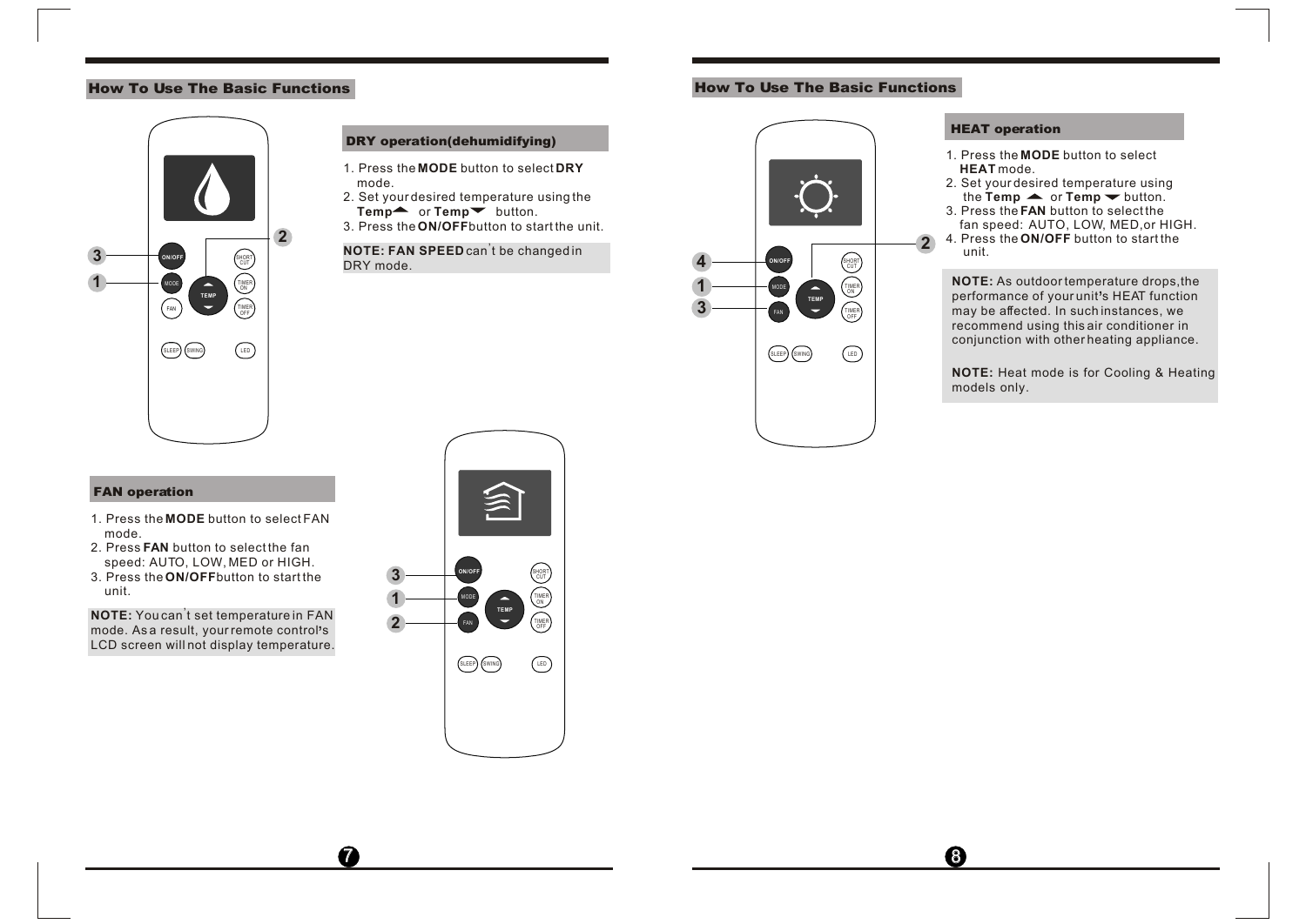## How To Use The Basic Functions

### DRY operation(dehumidifying)

1. Press the **MODE** button to select **DRY** mode.
2. Set your desired temperature using the **Temp**▲ or **Temp**▼ button.
3. Press the **ON/OFF** button to start the unit.

**NOTE: FAN SPEED** can't be changed in DRY mode.

### FAN operation

1. Press the **MODE** button to select FAN mode.
2. Press **FAN** button to select the fan speed: AUTO, LOW, MED or HIGH.
3. Press the **ON/OFF** button to start the unit.

**NOTE:** You can't set temperature in FAN mode. As a result, your remote control's LCD screen will not display temperature.

## How To Use The Basic Functions

### HEAT operation

1. Press the **MODE** button to select **HEAT** mode.
2. Set your desired temperature using the **Temp** ▲ or **Temp** ▼ button.
3. Press the **FAN** button to select the fan speed: AUTO, LOW, MED, or HIGH.
4. Press the **ON/OFF** button to start the unit.

**NOTE:** As outdoor temperature drops, the performance of your unit's HEAT function may be affected. In such instances, we recommend using this air conditioner in conjunction with other heating appliance.

**NOTE:** Heat mode is for Cooling & Heating models only.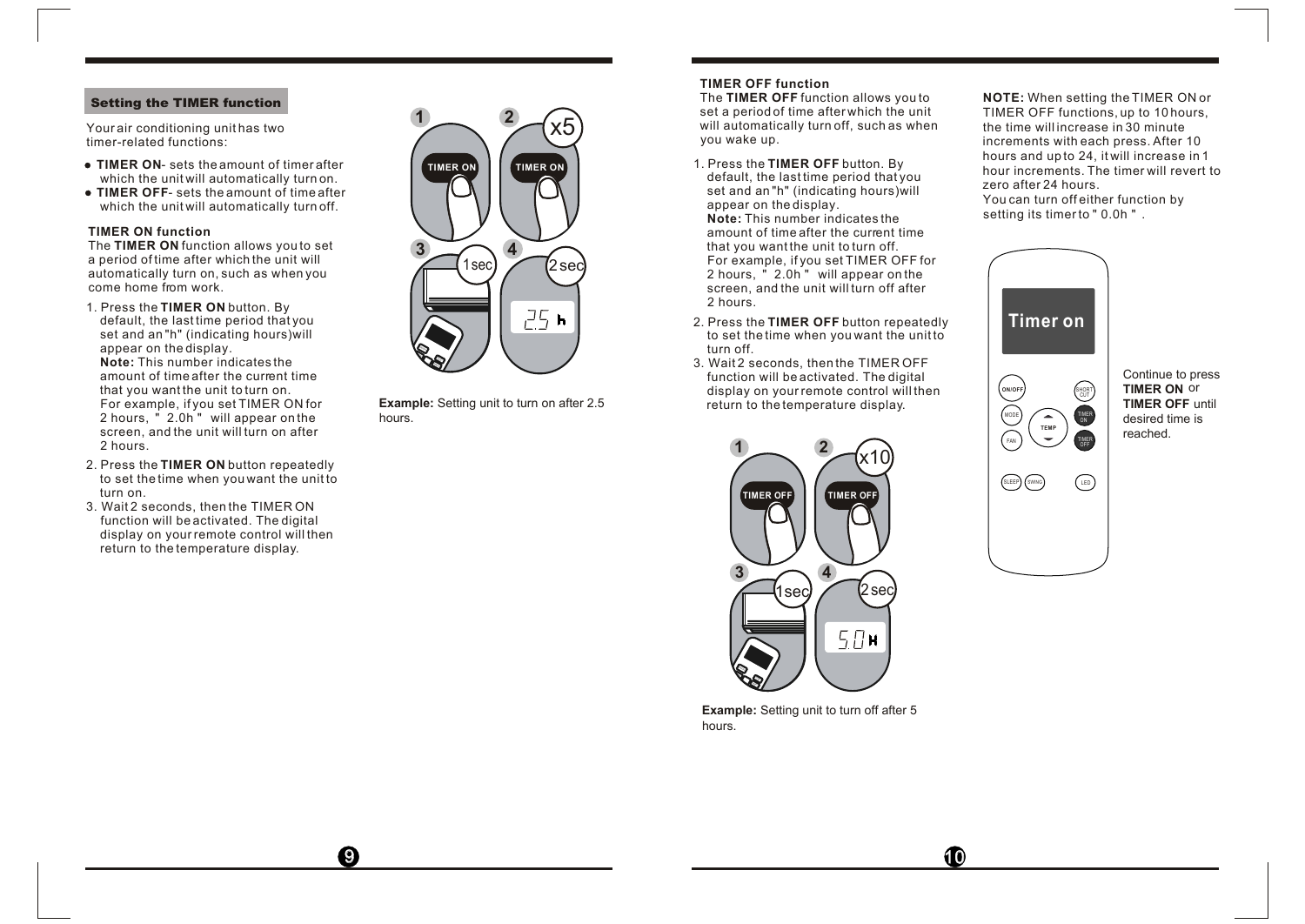## Setting the TIMER function

Your air conditioning unit has two timer-related functions:

- **TIMER ON**- sets the amount of timer after which the unit will automatically turn on.
- **TIMER OFF**- sets the amount of time after which the unit will automatically turn off.

### TIMER ON function

The **TIMER ON** function allows you to set a period of time after which the unit will automatically turn on, such as when you come home from work.

1. Press the **TIMER ON** button. By default, the last time period that you set and an "h" (indicating hours) will appear on the display.
   **Note:** This number indicates the amount of time after the current time that you want the unit to turn on.
   For example, if you set TIMER ON for 2 hours, " 2.0h " will appear on the screen, and the unit will turn on after 2 hours.
2. Press the **TIMER ON** button repeatedly to set the time when you want the unit to turn on.
3. Wait 2 seconds, then the TIMER ON function will be activated. The digital display on your remote control will then return to the temperature display.

**Example:** Setting unit to turn on after 2.5 hours.

### TIMER OFF function

The **TIMER OFF** function allows you to set a period of time after which the unit will automatically turn off, such as when you wake up.

1. Press the **TIMER OFF** button. By default, the last time period that you set and an "h" (indicating hours) will appear on the display.
   **Note:** This number indicates the amount of time after the current time that you want the unit to turn off.
   For example, if you set TIMER OFF for 2 hours, " 2.0h " will appear on the screen, and the unit will turn off after 2 hours.
2. Press the **TIMER OFF** button repeatedly to set the time when you want the unit to turn off.
3. Wait 2 seconds, then the TIMER OFF function will be activated. The digital display on your remote control will then return to the temperature display.

**Example:** Setting unit to turn off after 5 hours.

**NOTE:** When setting the TIMER ON or TIMER OFF functions, up to 10 hours, the time will increase in 30 minute increments with each press. After 10 hours and up to 24, it will increase in 1 hour increments. The timer will revert to zero after 24 hours.
You can turn off either function by setting its timer to " 0.0h ".

Continue to press **TIMER ON** or **TIMER OFF** until desired time is reached.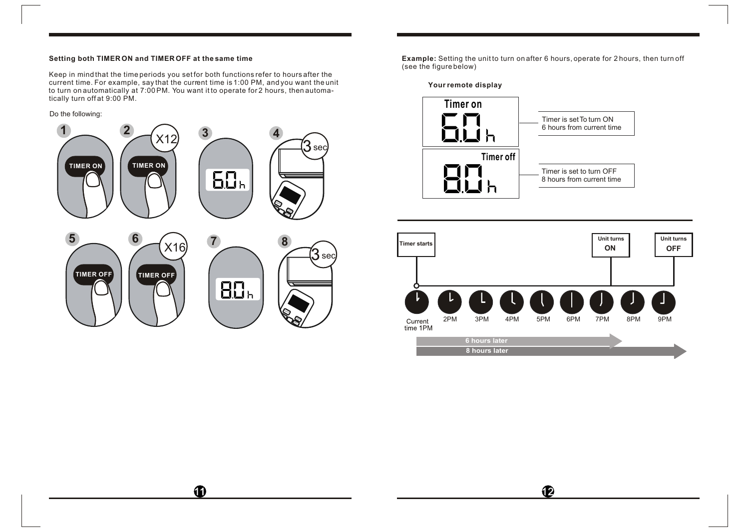### Setting both TIMER ON and TIMER OFF at the same time

Keep in mind that the time periods you set for both functions refer to hours after the current time. For example, say that the current time is 1:00 PM, and you want the unit to turn on automatically at 7:00 PM. You want it to operate for 2 hours, then automatically turn off at 9:00 PM.

Do the following:

1. TIMER ON
2. TIMER ON X12
3. 6.0h
4. 3 sec
5. TIMER OFF
6. TIMER OFF X16
7. 8.0h
8. 3 sec

**Example:** Setting the unit to turn on after 6 hours, operate for 2 hours, then turn off (see the figure below)

**Your remote display**

Timer on 6.0h — Timer is set To turn ON 6 hours from current time

Timer off 8.0h — Timer is set to turn OFF 8 hours from current time

Timer starts — Unit turns ON — Unit turns OFF

Current time 1PM, 2PM, 3PM, 4PM, 5PM, 6PM, 7PM, 8PM, 9PM

6 hours later

8 hours later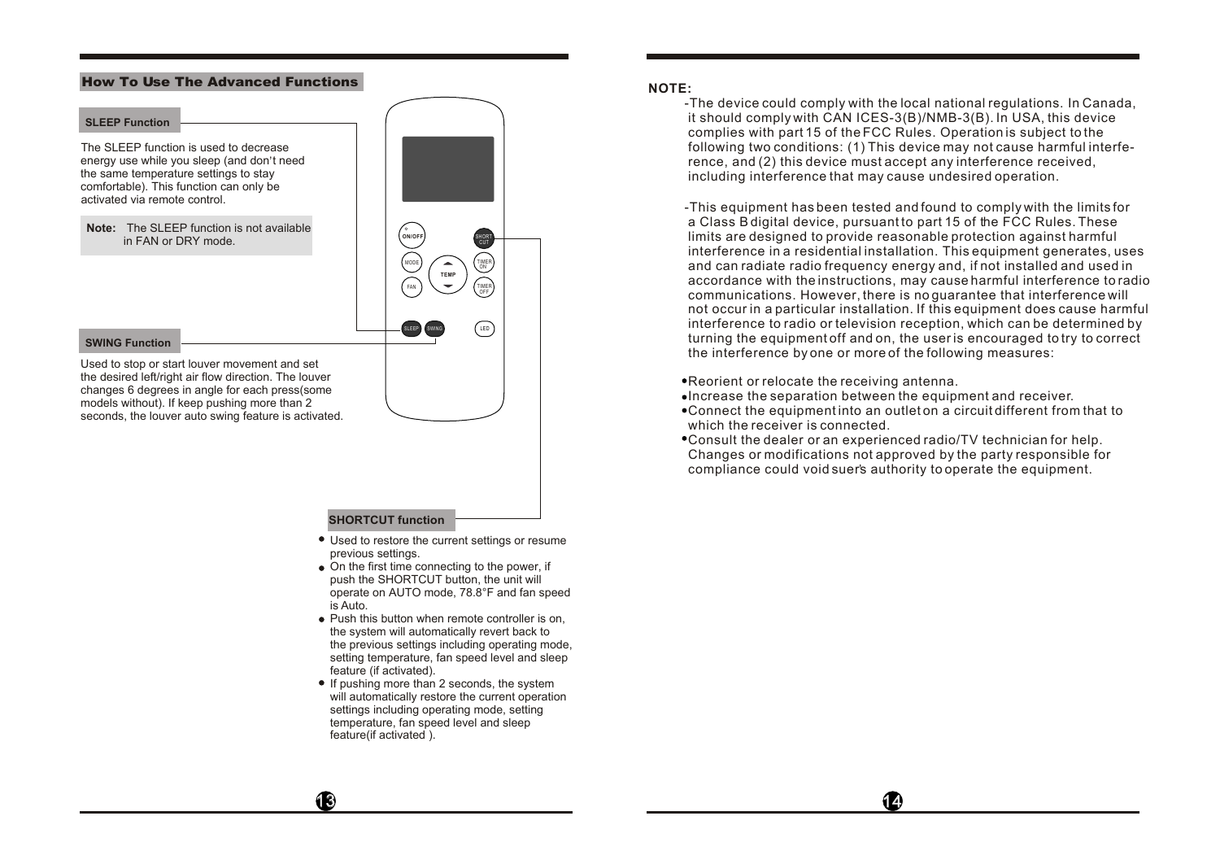## How To Use The Advanced Functions

### SLEEP Function

The SLEEP function is used to decrease energy use while you sleep (and don't need the same temperature settings to stay comfortable). This function can only be activated via remote control.

**Note:** The SLEEP function is not available in FAN or DRY mode.

### SWING Function

Used to stop or start louver movement and set the desired left/right air flow direction. The louver changes 6 degrees in angle for each press(some models without). If keep pushing more than 2 seconds, the louver auto swing feature is activated.

ON/OFF

SHORT CUT

MODE

TEMP

TIMER ON

FAN

TIMER OFF

SLEEP

SWING

LED

### SHORTCUT function

- Used to restore the current settings or resume previous settings.
- On the first time connecting to the power, if push the SHORTCUT button, the unit will operate on AUTO mode, 78.8°F and fan speed is Auto.
- Push this button when remote controller is on, the system will automatically revert back to the previous settings including operating mode, setting temperature, fan speed level and sleep feature (if activated).
- If pushing more than 2 seconds, the system will automatically restore the current operation settings including operating mode, setting temperature, fan speed level and sleep feature(if activated ).

**NOTE:**

-The device could comply with the local national regulations. In Canada, it should comply with CAN ICES-3(B)/NMB-3(B). In USA, this device complies with part 15 of the FCC Rules. Operation is subject to the following two conditions: (1) This device may not cause harmful interference, and (2) this device must accept any interference received, including interference that may cause undesired operation.

-This equipment has been tested and found to comply with the limits for a Class B digital device, pursuant to part 15 of the FCC Rules. These limits are designed to provide reasonable protection against harmful interference in a residential installation. This equipment generates, uses and can radiate radio frequency energy and, if not installed and used in accordance with the instructions, may cause harmful interference to radio communications. However, there is no guarantee that interference will not occur in a particular installation. If this equipment does cause harmful interference to radio or television reception, which can be determined by turning the equipment off and on, the user is encouraged to try to correct the interference by one or more of the following measures:

- Reorient or relocate the receiving antenna.
- Increase the separation between the equipment and receiver.
- Connect the equipment into an outlet on a circuit different from that to which the receiver is connected.
- Consult the dealer or an experienced radio/TV technician for help. Changes or modifications not approved by the party responsible for compliance could void suer's authority to operate the equipment.